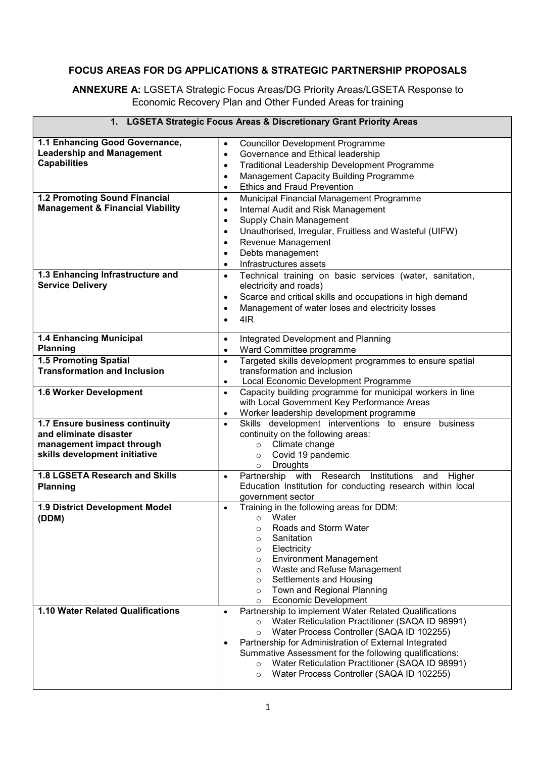## FOCUS AREAS FOR DG APPLICATIONS & STRATEGIC PARTNERSHIP PROPOSALS

**ANNEXURE A:** LGSETA Strategic Focus Areas/DG Priority Areas/LGSETA Response to Economic Recovery Plan and Other Funded Areas for training

| 1. LGSETA Strategic Focus Areas & Discretionary Grant Priority Areas | |
|---|---|
| **1.1 Enhancing Good Governance, Leadership and Management Capabilities** | • Councillor Development Programme<br>• Governance and Ethical leadership<br>• Traditional Leadership Development Programme<br>• Management Capacity Building Programme<br>• Ethics and Fraud Prevention |
| **1.2 Promoting Sound Financial Management & Financial Viability** | • Municipal Financial Management Programme<br>• Internal Audit and Risk Management<br>• Supply Chain Management<br>• Unauthorised, Irregular, Fruitless and Wasteful (UIFW)<br>• Revenue Management<br>• Debts management<br>• Infrastructures assets |
| **1.3 Enhancing Infrastructure and Service Delivery** | • Technical training on basic services (water, sanitation, electricity and roads)<br>• Scarce and critical skills and occupations in high demand<br>• Management of water loses and electricity losses<br>• 4IR |
| **1.4 Enhancing Municipal Planning** | • Integrated Development and Planning<br>• Ward Committee programme |
| **1.5 Promoting Spatial Transformation and Inclusion** | • Targeted skills development programmes to ensure spatial transformation and inclusion<br>• Local Economic Development Programme |
| **1.6 Worker Development** | • Capacity building programme for municipal workers in line with Local Government Key Performance Areas<br>• Worker leadership development programme |
| **1.7 Ensure business continuity and eliminate disaster management impact through skills development initiative** | • Skills development interventions to ensure business continuity on the following areas:<br>  ○ Climate change<br>  ○ Covid 19 pandemic<br>  ○ Droughts |
| **1.8 LGSETA Research and Skills Planning** | • Partnership with Research Institutions and Higher Education Institution for conducting research within local government sector |
| **1.9 District Development Model (DDM)** | • Training in the following areas for DDM:<br>  ○ Water<br>  ○ Roads and Storm Water<br>  ○ Sanitation<br>  ○ Electricity<br>  ○ Environment Management<br>  ○ Waste and Refuse Management<br>  ○ Settlements and Housing<br>  ○ Town and Regional Planning<br>  ○ Economic Development |
| **1.10 Water Related Qualifications** | • Partnership to implement Water Related Qualifications<br>  ○ Water Reticulation Practitioner (SAQA ID 98991)<br>  ○ Water Process Controller (SAQA ID 102255)<br>• Partnership for Administration of External Integrated Summative Assessment for the following qualifications:<br>  ○ Water Reticulation Practitioner (SAQA ID 98991)<br>  ○ Water Process Controller (SAQA ID 102255) |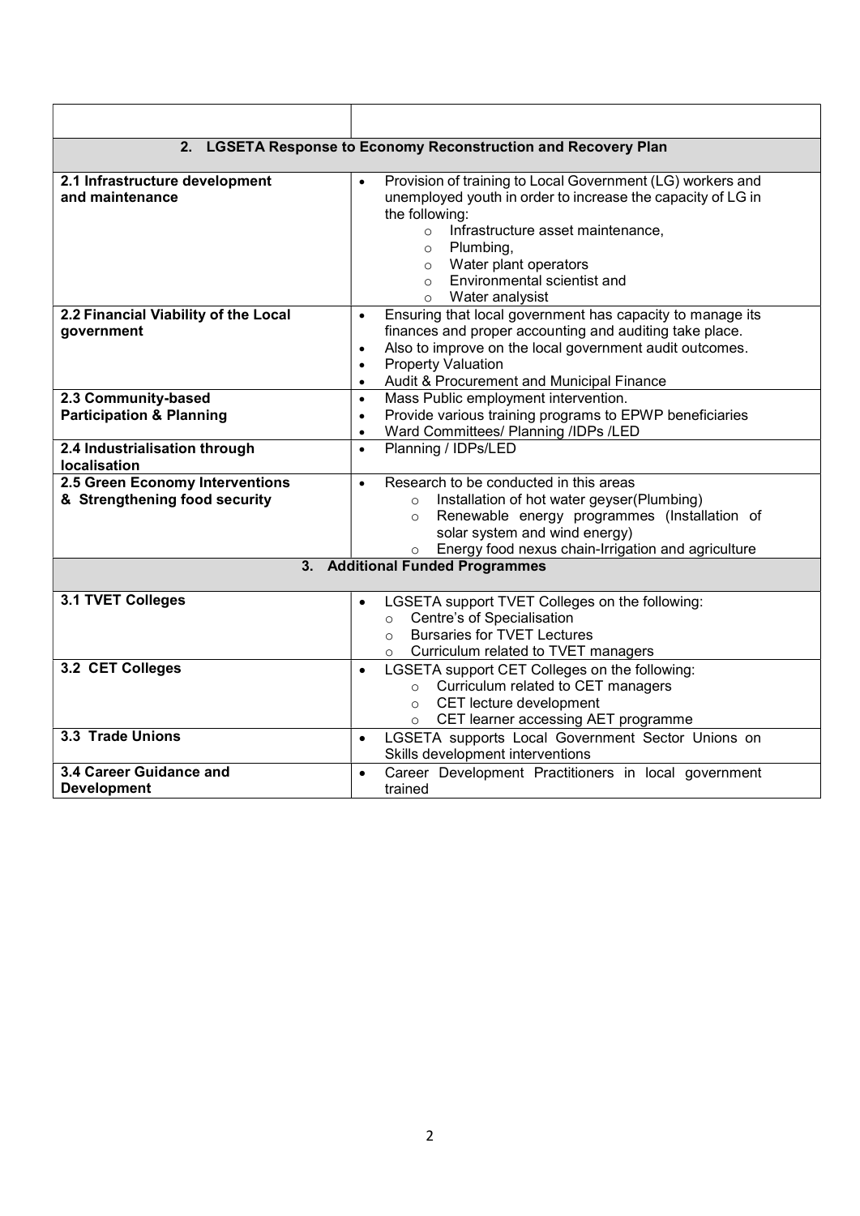| | |
|---|---|
| **2. LGSETA Response to Economy Reconstruction and Recovery Plan** | |
| **2.1 Infrastructure development and maintenance** | • Provision of training to Local Government (LG) workers and unemployed youth in order to increase the capacity of LG in the following:<br>  ○ Infrastructure asset maintenance,<br>  ○ Plumbing,<br>  ○ Water plant operators<br>  ○ Environmental scientist and<br>  ○ Water analysist |
| **2.2 Financial Viability of the Local government** | • Ensuring that local government has capacity to manage its finances and proper accounting and auditing take place.<br>• Also to improve on the local government audit outcomes.<br>• Property Valuation<br>• Audit & Procurement and Municipal Finance |
| **2.3 Community-based Participation & Planning** | • Mass Public employment intervention.<br>• Provide various training programs to EPWP beneficiaries<br>• Ward Committees/ Planning /IDPs /LED |
| **2.4 Industrialisation through localisation** | • Planning / IDPs/LED |
| **2.5 Green Economy Interventions & Strengthening food security** | • Research to be conducted in this areas<br>  ○ Installation of hot water geyser(Plumbing)<br>  ○ Renewable energy programmes (Installation of solar system and wind energy)<br>  ○ Energy food nexus chain-Irrigation and agriculture |
| **3. Additional Funded Programmes** | |
| **3.1 TVET Colleges** | • LGSETA support TVET Colleges on the following:<br>  ○ Centre's of Specialisation<br>  ○ Bursaries for TVET Lectures<br>  ○ Curriculum related to TVET managers |
| **3.2 CET Colleges** | • LGSETA support CET Colleges on the following:<br>  ○ Curriculum related to CET managers<br>  ○ CET lecture development<br>  ○ CET learner accessing AET programme |
| **3.3 Trade Unions** | • LGSETA supports Local Government Sector Unions on Skills development interventions |
| **3.4 Career Guidance and Development** | • Career Development Practitioners in local government trained |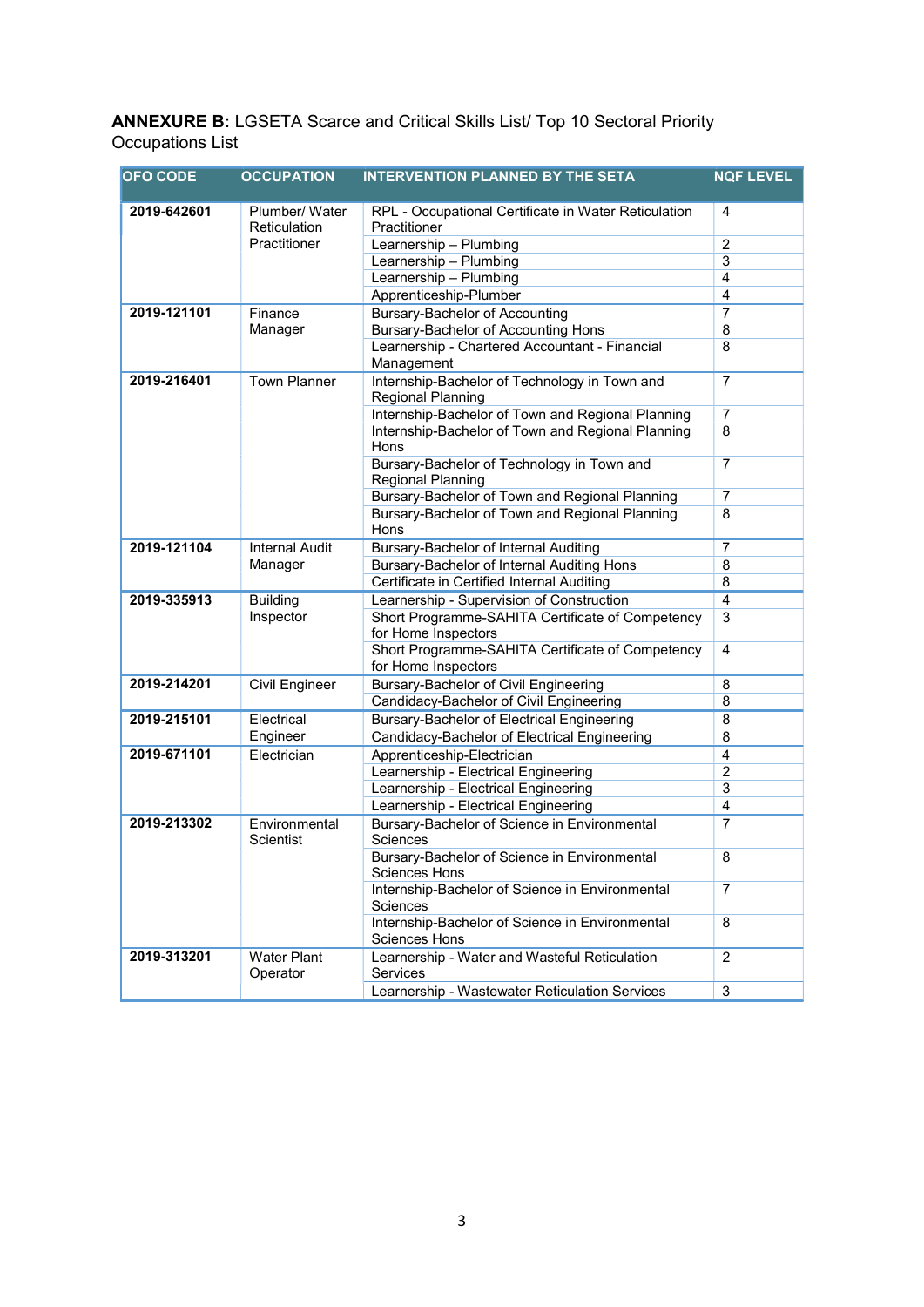**ANNEXURE B:** LGSETA Scarce and Critical Skills List/ Top 10 Sectoral Priority Occupations List

| OFO CODE | OCCUPATION | INTERVENTION PLANNED BY THE SETA | NQF LEVEL |
|---|---|---|---|
| **2019-642601** | Plumber/ Water Reticulation Practitioner | RPL - Occupational Certificate in Water Reticulation Practitioner | 4 |
| | | Learnership – Plumbing | 2 |
| | | Learnership – Plumbing | 3 |
| | | Learnership – Plumbing | 4 |
| | | Apprenticeship-Plumber | 4 |
| **2019-121101** | Finance Manager | Bursary-Bachelor of Accounting | 7 |
| | | Bursary-Bachelor of Accounting Hons | 8 |
| | | Learnership - Chartered Accountant - Financial Management | 8 |
| **2019-216401** | Town Planner | Internship-Bachelor of Technology in Town and Regional Planning | 7 |
| | | Internship-Bachelor of Town and Regional Planning | 7 |
| | | Internship-Bachelor of Town and Regional Planning Hons | 8 |
| | | Bursary-Bachelor of Technology in Town and Regional Planning | 7 |
| | | Bursary-Bachelor of Town and Regional Planning | 7 |
| | | Bursary-Bachelor of Town and Regional Planning Hons | 8 |
| **2019-121104** | Internal Audit Manager | Bursary-Bachelor of Internal Auditing | 7 |
| | | Bursary-Bachelor of Internal Auditing Hons | 8 |
| | | Certificate in Certified Internal Auditing | 8 |
| **2019-335913** | Building Inspector | Learnership - Supervision of Construction | 4 |
| | | Short Programme-SAHITA Certificate of Competency for Home Inspectors | 3 |
| | | Short Programme-SAHITA Certificate of Competency for Home Inspectors | 4 |
| **2019-214201** | Civil Engineer | Bursary-Bachelor of Civil Engineering | 8 |
| | | Candidacy-Bachelor of Civil Engineering | 8 |
| **2019-215101** | Electrical Engineer | Bursary-Bachelor of Electrical Engineering | 8 |
| | | Candidacy-Bachelor of Electrical Engineering | 8 |
| **2019-671101** | Electrician | Apprenticeship-Electrician | 4 |
| | | Learnership - Electrical Engineering | 2 |
| | | Learnership - Electrical Engineering | 3 |
| | | Learnership - Electrical Engineering | 4 |
| **2019-213302** | Environmental Scientist | Bursary-Bachelor of Science in Environmental Sciences | 7 |
| | | Bursary-Bachelor of Science in Environmental Sciences Hons | 8 |
| | | Internship-Bachelor of Science in Environmental Sciences | 7 |
| | | Internship-Bachelor of Science in Environmental Sciences Hons | 8 |
| **2019-313201** | Water Plant Operator | Learnership - Water and Wasteful Reticulation Services | 2 |
| | | Learnership - Wastewater Reticulation Services | 3 |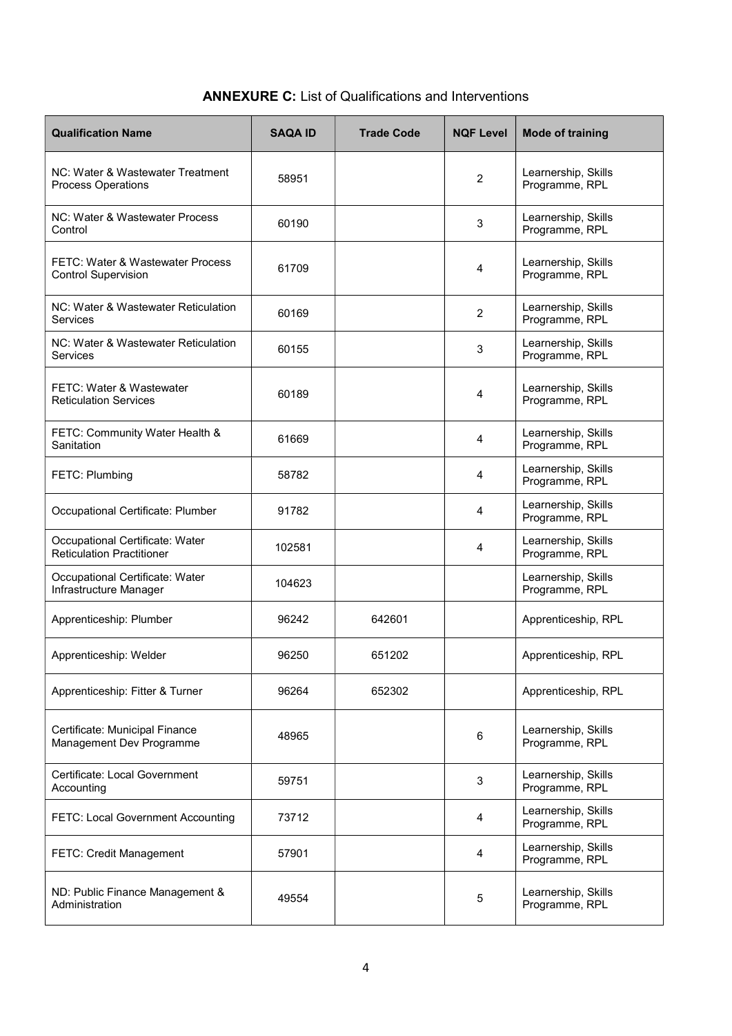**ANNEXURE C:** List of Qualifications and Interventions

| Qualification Name | SAQA ID | Trade Code | NQF Level | Mode of training |
|---|---|---|---|---|
| NC: Water & Wastewater Treatment Process Operations | 58951 | | 2 | Learnership, Skills Programme, RPL |
| NC: Water & Wastewater Process Control | 60190 | | 3 | Learnership, Skills Programme, RPL |
| FETC: Water & Wastewater Process Control Supervision | 61709 | | 4 | Learnership, Skills Programme, RPL |
| NC: Water & Wastewater Reticulation Services | 60169 | | 2 | Learnership, Skills Programme, RPL |
| NC: Water & Wastewater Reticulation Services | 60155 | | 3 | Learnership, Skills Programme, RPL |
| FETC: Water & Wastewater Reticulation Services | 60189 | | 4 | Learnership, Skills Programme, RPL |
| FETC: Community Water Health & Sanitation | 61669 | | 4 | Learnership, Skills Programme, RPL |
| FETC: Plumbing | 58782 | | 4 | Learnership, Skills Programme, RPL |
| Occupational Certificate: Plumber | 91782 | | 4 | Learnership, Skills Programme, RPL |
| Occupational Certificate: Water Reticulation Practitioner | 102581 | | 4 | Learnership, Skills Programme, RPL |
| Occupational Certificate: Water Infrastructure Manager | 104623 | | | Learnership, Skills Programme, RPL |
| Apprenticeship: Plumber | 96242 | 642601 | | Apprenticeship, RPL |
| Apprenticeship: Welder | 96250 | 651202 | | Apprenticeship, RPL |
| Apprenticeship: Fitter & Turner | 96264 | 652302 | | Apprenticeship, RPL |
| Certificate: Municipal Finance Management Dev Programme | 48965 | | 6 | Learnership, Skills Programme, RPL |
| Certificate: Local Government Accounting | 59751 | | 3 | Learnership, Skills Programme, RPL |
| FETC: Local Government Accounting | 73712 | | 4 | Learnership, Skills Programme, RPL |
| FETC: Credit Management | 57901 | | 4 | Learnership, Skills Programme, RPL |
| ND: Public Finance Management & Administration | 49554 | | 5 | Learnership, Skills Programme, RPL |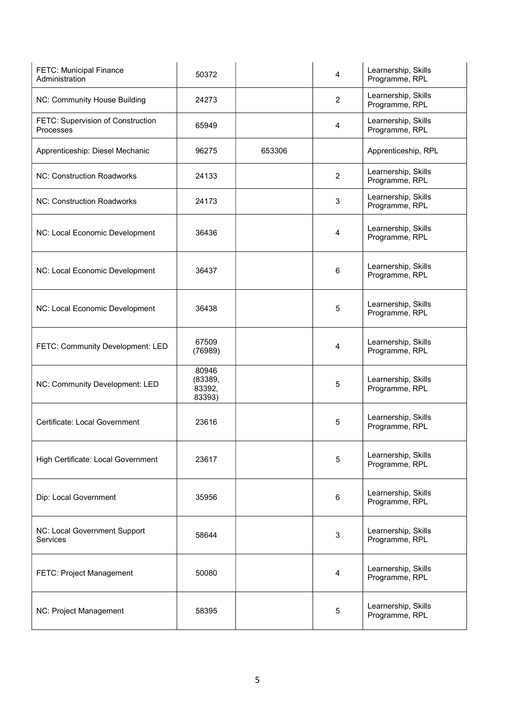| | | | | |
|---|---|---|---|---|
| FETC: Municipal Finance Administration | 50372 | | 4 | Learnership, Skills Programme, RPL |
| NC: Community House Building | 24273 | | 2 | Learnership, Skills Programme, RPL |
| FETC: Supervision of Construction Processes | 65949 | | 4 | Learnership, Skills Programme, RPL |
| Apprenticeship: Diesel Mechanic | 96275 | 653306 | | Apprenticeship, RPL |
| NC: Construction Roadworks | 24133 | | 2 | Learnership, Skills Programme, RPL |
| NC: Construction Roadworks | 24173 | | 3 | Learnership, Skills Programme, RPL |
| NC: Local Economic Development | 36436 | | 4 | Learnership, Skills Programme, RPL |
| NC: Local Economic Development | 36437 | | 6 | Learnership, Skills Programme, RPL |
| NC: Local Economic Development | 36438 | | 5 | Learnership, Skills Programme, RPL |
| FETC: Community Development: LED | 67509 (76989) | | 4 | Learnership, Skills Programme, RPL |
| NC: Community Development: LED | 80946 (83389, 83392, 83393) | | 5 | Learnership, Skills Programme, RPL |
| Certificate: Local Government | 23616 | | 5 | Learnership, Skills Programme, RPL |
| High Certificate: Local Government | 23617 | | 5 | Learnership, Skills Programme, RPL |
| Dip: Local Government | 35956 | | 6 | Learnership, Skills Programme, RPL |
| NC: Local Government Support Services | 58644 | | 3 | Learnership, Skills Programme, RPL |
| FETC: Project Management | 50080 | | 4 | Learnership, Skills Programme, RPL |
| NC: Project Management | 58395 | | 5 | Learnership, Skills Programme, RPL |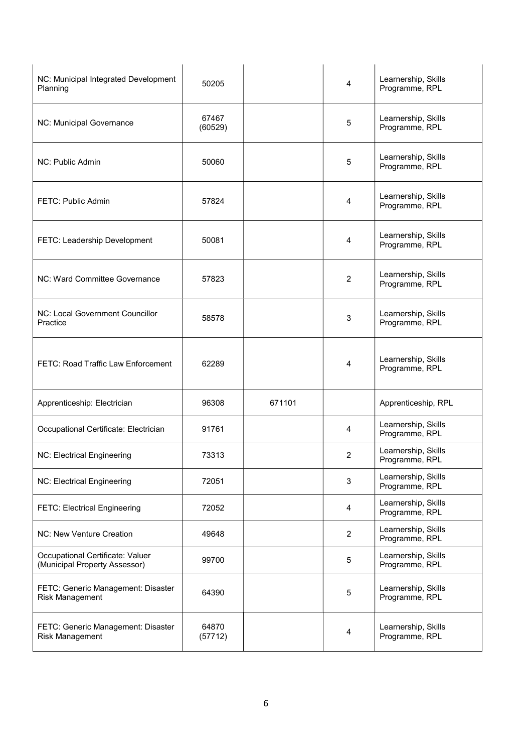| | | | | |
|---|---|---|---|---|
| NC: Municipal Integrated Development Planning | 50205 | | 4 | Learnership, Skills Programme, RPL |
| NC: Municipal Governance | 67467 (60529) | | 5 | Learnership, Skills Programme, RPL |
| NC: Public Admin | 50060 | | 5 | Learnership, Skills Programme, RPL |
| FETC: Public Admin | 57824 | | 4 | Learnership, Skills Programme, RPL |
| FETC: Leadership Development | 50081 | | 4 | Learnership, Skills Programme, RPL |
| NC: Ward Committee Governance | 57823 | | 2 | Learnership, Skills Programme, RPL |
| NC: Local Government Councillor Practice | 58578 | | 3 | Learnership, Skills Programme, RPL |
| FETC: Road Traffic Law Enforcement | 62289 | | 4 | Learnership, Skills Programme, RPL |
| Apprenticeship: Electrician | 96308 | 671101 | | Apprenticeship, RPL |
| Occupational Certificate: Electrician | 91761 | | 4 | Learnership, Skills Programme, RPL |
| NC: Electrical Engineering | 73313 | | 2 | Learnership, Skills Programme, RPL |
| NC: Electrical Engineering | 72051 | | 3 | Learnership, Skills Programme, RPL |
| FETC: Electrical Engineering | 72052 | | 4 | Learnership, Skills Programme, RPL |
| NC: New Venture Creation | 49648 | | 2 | Learnership, Skills Programme, RPL |
| Occupational Certificate: Valuer (Municipal Property Assessor) | 99700 | | 5 | Learnership, Skills Programme, RPL |
| FETC: Generic Management: Disaster Risk Management | 64390 | | 5 | Learnership, Skills Programme, RPL |
| FETC: Generic Management: Disaster Risk Management | 64870 (57712) | | 4 | Learnership, Skills Programme, RPL |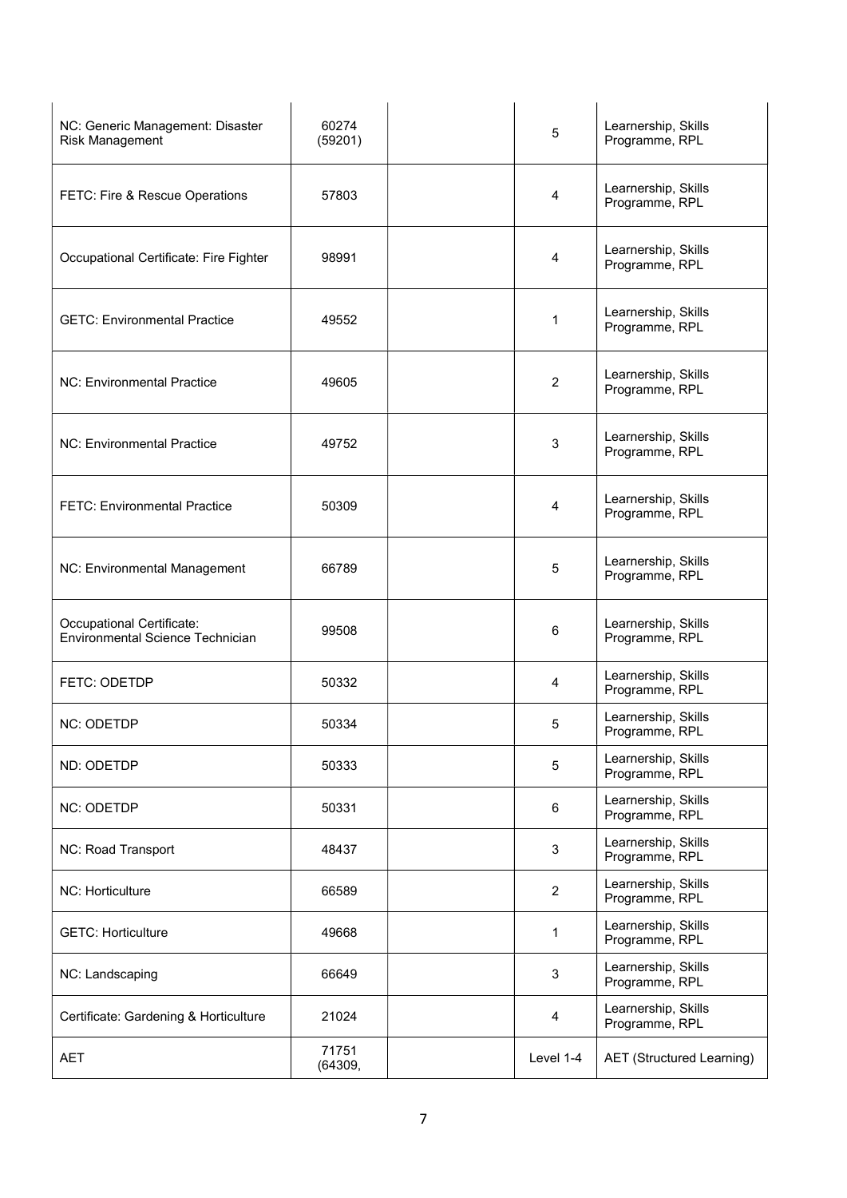| | | | | |
|---|---|---|---|---|
| NC: Generic Management: Disaster Risk Management | 60274 (59201) | | 5 | Learnership, Skills Programme, RPL |
| FETC: Fire & Rescue Operations | 57803 | | 4 | Learnership, Skills Programme, RPL |
| Occupational Certificate: Fire Fighter | 98991 | | 4 | Learnership, Skills Programme, RPL |
| GETC: Environmental Practice | 49552 | | 1 | Learnership, Skills Programme, RPL |
| NC: Environmental Practice | 49605 | | 2 | Learnership, Skills Programme, RPL |
| NC: Environmental Practice | 49752 | | 3 | Learnership, Skills Programme, RPL |
| FETC: Environmental Practice | 50309 | | 4 | Learnership, Skills Programme, RPL |
| NC: Environmental Management | 66789 | | 5 | Learnership, Skills Programme, RPL |
| Occupational Certificate: Environmental Science Technician | 99508 | | 6 | Learnership, Skills Programme, RPL |
| FETC: ODETDP | 50332 | | 4 | Learnership, Skills Programme, RPL |
| NC: ODETDP | 50334 | | 5 | Learnership, Skills Programme, RPL |
| ND: ODETDP | 50333 | | 5 | Learnership, Skills Programme, RPL |
| NC: ODETDP | 50331 | | 6 | Learnership, Skills Programme, RPL |
| NC: Road Transport | 48437 | | 3 | Learnership, Skills Programme, RPL |
| NC: Horticulture | 66589 | | 2 | Learnership, Skills Programme, RPL |
| GETC: Horticulture | 49668 | | 1 | Learnership, Skills Programme, RPL |
| NC: Landscaping | 66649 | | 3 | Learnership, Skills Programme, RPL |
| Certificate: Gardening & Horticulture | 21024 | | 4 | Learnership, Skills Programme, RPL |
| AET | 71751 (64309, | | Level 1-4 | AET (Structured Learning) |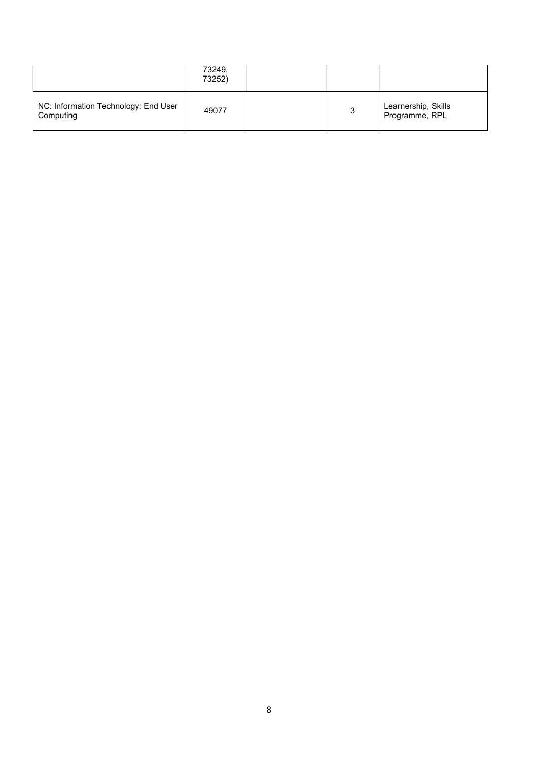| | | | | |
|---|---|---|---|---|
| | 73249, 73252) | | | |
| NC: Information Technology: End User Computing | 49077 | | 3 | Learnership, Skills Programme, RPL |